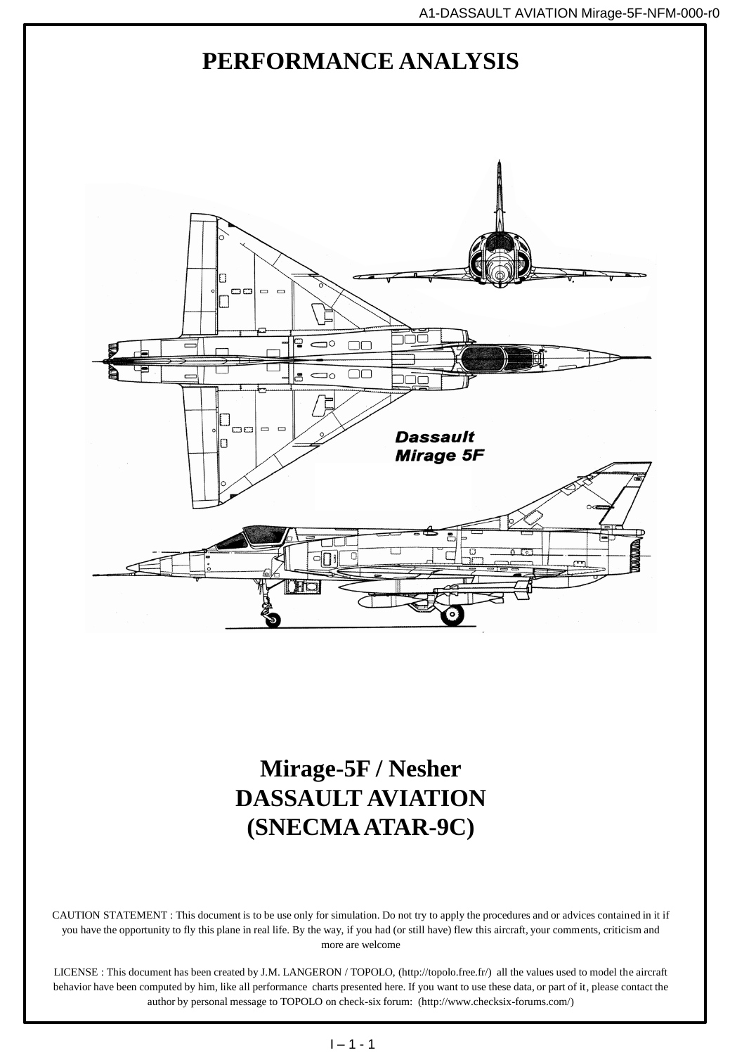# PERFORMANCE ANALYSIS

# Mirage-5F / Nesher
# DASSAULT AVIATION
# (SNECMA ATAR-9C)

CAUTION STATEMENT : This document is to be use only for simulation. Do not try to apply the procedures and or advices contained in it if you have the opportunity to fly this plane in real life. By the way, if you had (or still have) flew this aircraft, your comments, criticism and more are welcome

LICENSE : This document has been created by J.M. LANGERON / TOPOLO, (http://topolo.free.fr/) all the values used to model the aircraft behavior have been computed by him, like all performance charts presented here. If you want to use these data, or part of it, please contact the author by personal message to TOPOLO on check-six forum: (http://www.checksix-forums.com/)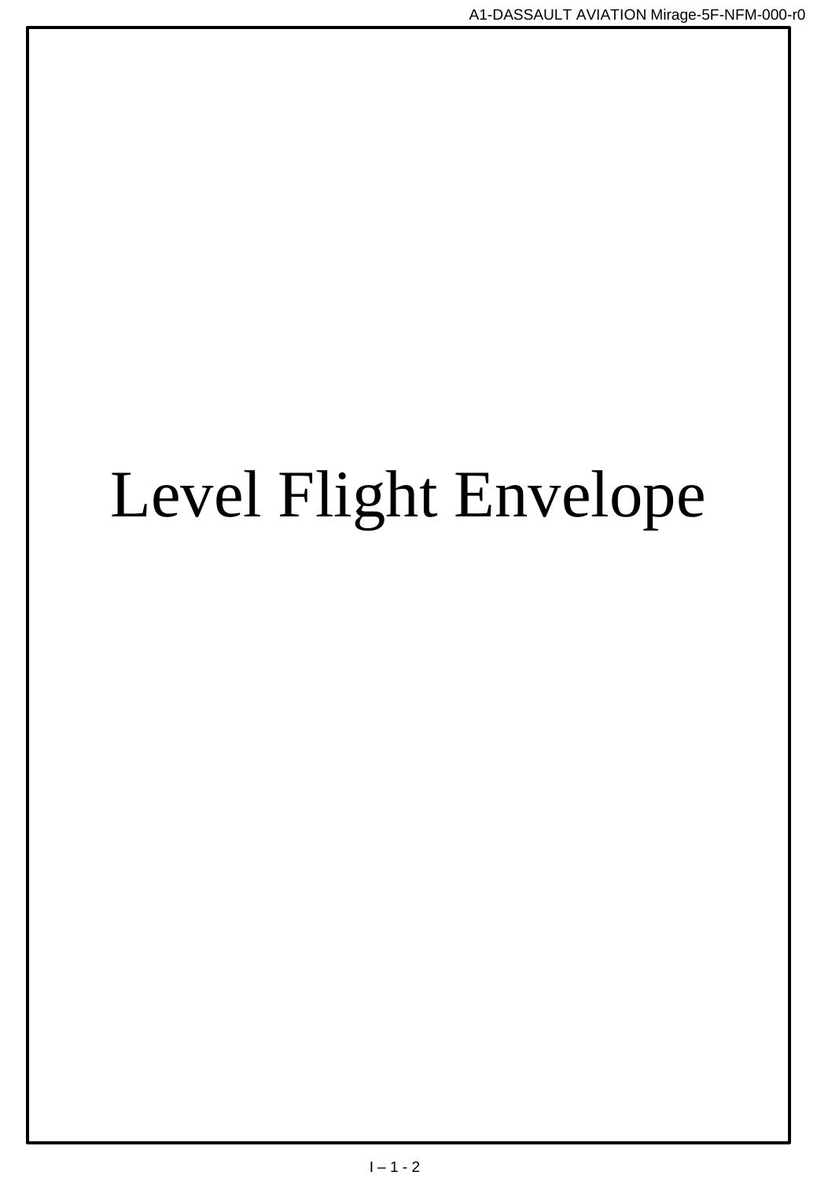# Level Flight Envelope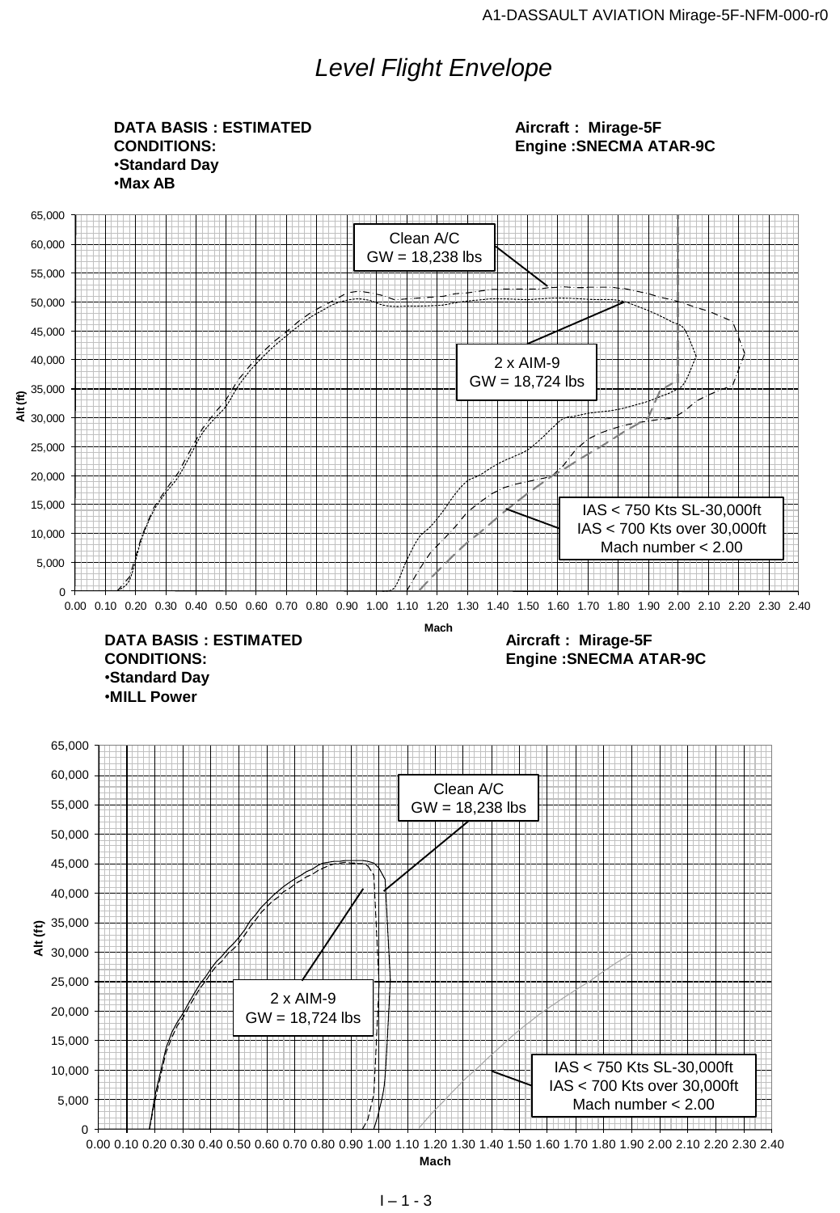# *Level Flight Envelope*

**DATA BASIS : ESTIMATED**
**CONDITIONS:**
- **Standard Day**
- **Max AB**

**Aircraft : Mirage-5F**
**Engine :SNECMA ATAR-9C**

Clean A/C
GW = 18,238 lbs

2 x AIM-9
GW = 18,724 lbs

IAS < 750 Kts SL-30,000ft
IAS < 700 Kts over 30,000ft
Mach number < 2.00

Alt (ft): 0 – 65,000
Mach: 0.00 – 2.40

**DATA BASIS : ESTIMATED**
**CONDITIONS:**
- **Standard Day**
- **MILL Power**

**Aircraft : Mirage-5F**
**Engine :SNECMA ATAR-9C**

Clean A/C
GW = 18,238 lbs

2 x AIM-9
GW = 18,724 lbs

IAS < 750 Kts SL-30,000ft
IAS < 700 Kts over 30,000ft
Mach number < 2.00

Alt (ft): 0 – 65,000
Mach: 0.00 – 2.40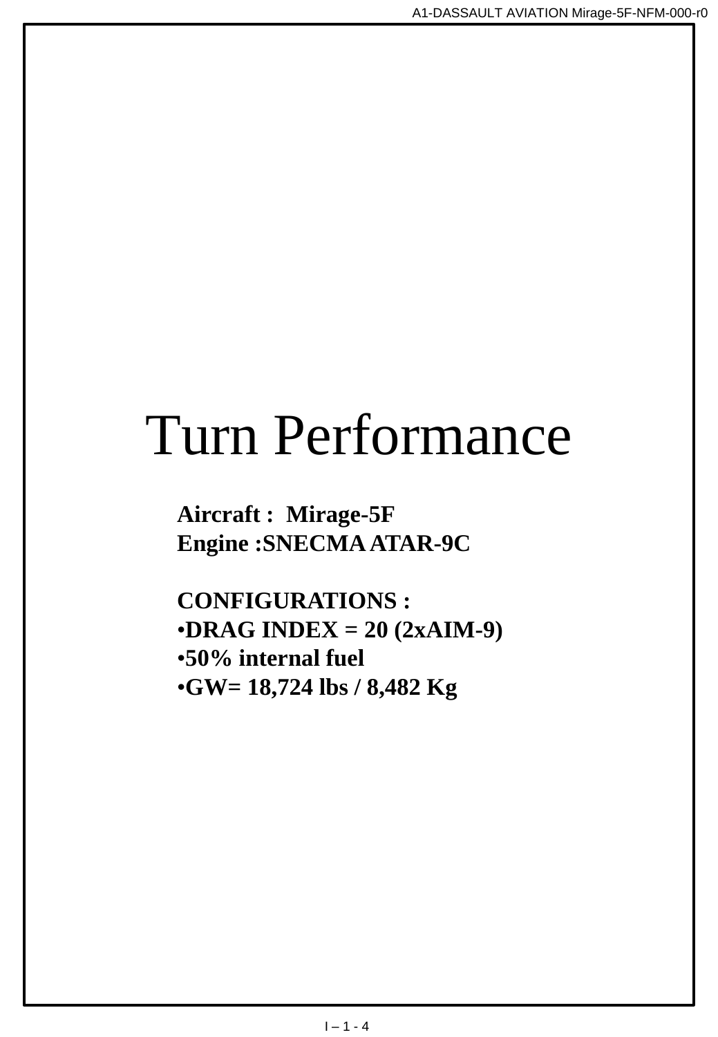# Turn Performance

**Aircraft : Mirage-5F**
**Engine :SNECMA ATAR-9C**

**CONFIGURATIONS :**

- **DRAG INDEX = 20 (2xAIM-9)**
- **50% internal fuel**
- **GW= 18,724 lbs / 8,482 Kg**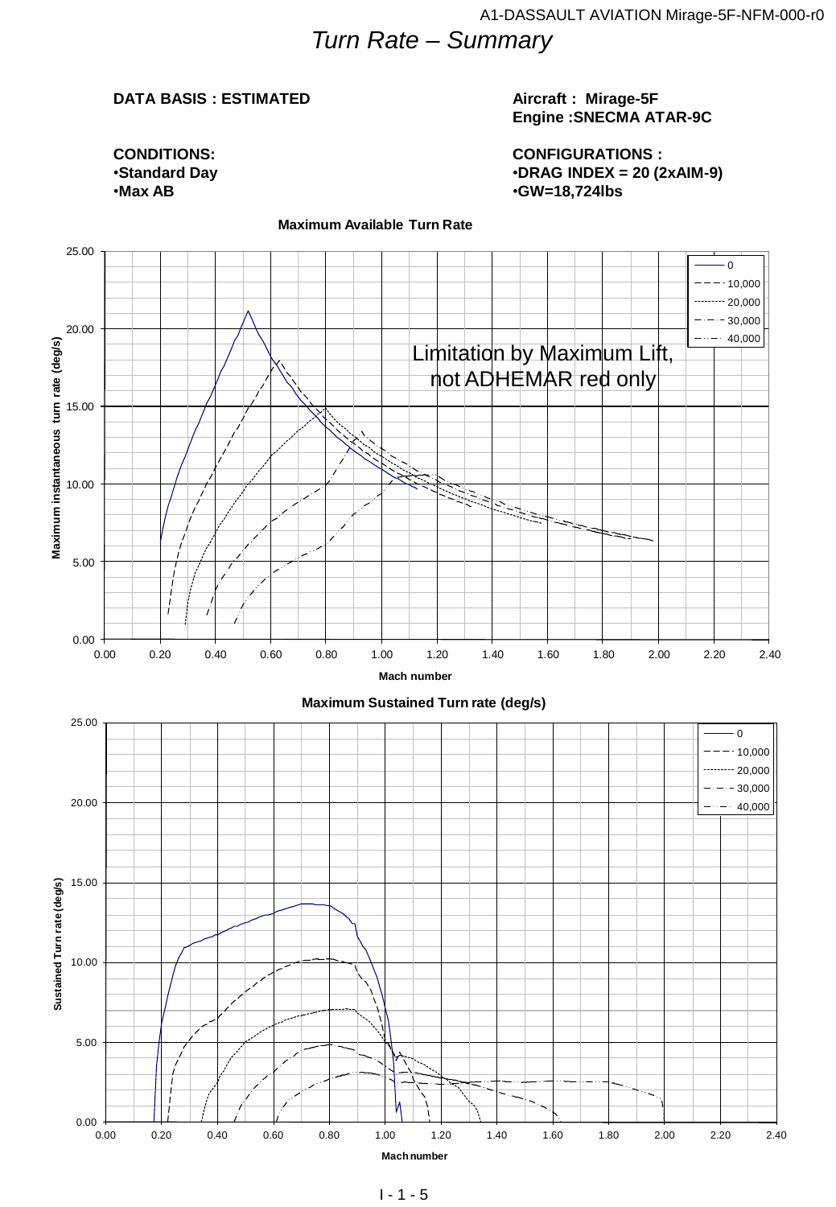# Turn Rate – Summary

**DATA BASIS : ESTIMATED**

**Aircraft : Mirage-5F**
**Engine :SNECMA ATAR-9C**

**CONDITIONS:**
- **Standard Day**
- **Max AB**

**CONFIGURATIONS :**
- **DRAG INDEX = 20 (2xAIM-9)**
- **GW=18,724lbs**

**Maximum Available Turn Rate**

Limitation by Maximum Lift, not ADHEMAR red only

Legend: 0, 10,000, 20,000, 30,000, 40,000

Y-axis: Maximum instantaneous turn rate (deg/s)

X-axis: Mach number

**Maximum Sustained Turn rate (deg/s)**

Legend: 0, 10,000, 20,000, 30,000, 40,000

Y-axis: Sustained Turn rate (deg/s)

X-axis: Mach number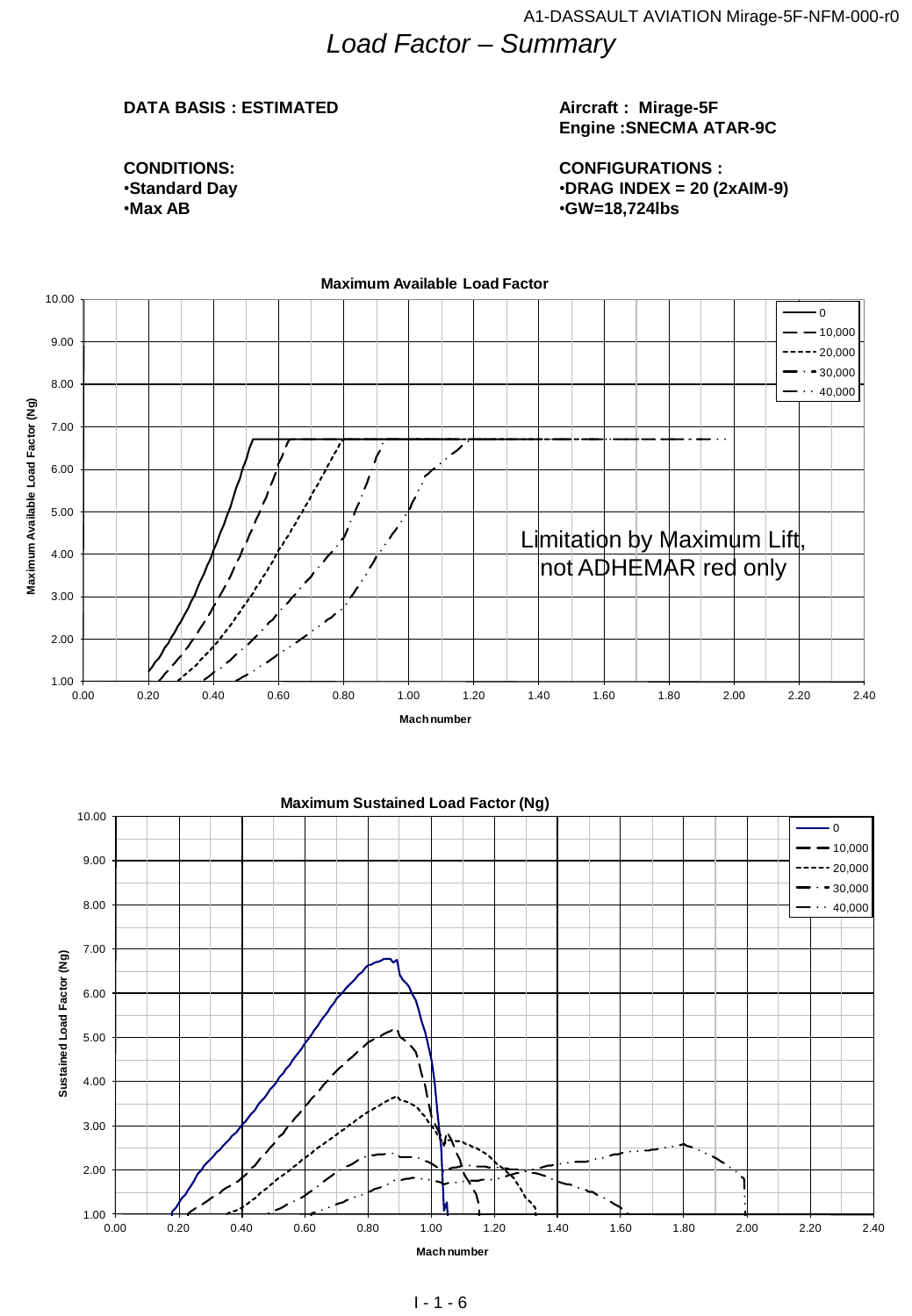# *Load Factor – Summary*

**DATA BASIS : ESTIMATED**

**Aircraft : Mirage-5F**
**Engine :SNECMA ATAR-9C**

**CONDITIONS:**
- **Standard Day**
- **Max AB**

**CONFIGURATIONS :**
- **DRAG INDEX = 20 (2xAIM-9)**
- **GW=18,724lbs**

**Maximum Available Load Factor**

Maximum Available Load Factor (Ng)

Mach number

Legend: 0, 10,000, 20,000, 30,000, 40,000

Limitation by Maximum Lift, not ADHEMAR red only

**Maximum Sustained Load Factor (Ng)**

Sustained Load Factor (Ng)

Mach number

Legend: 0, 10,000, 20,000, 30,000, 40,000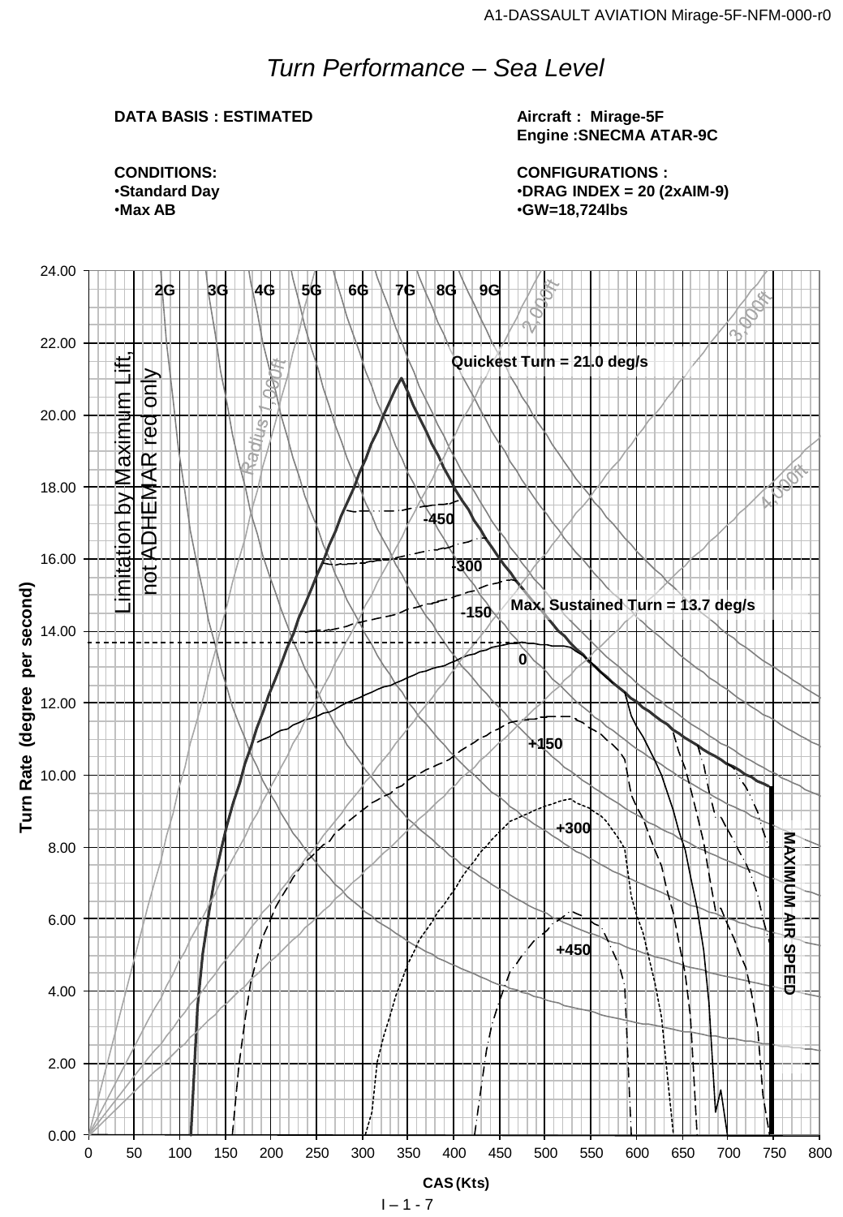# *Turn Performance – Sea Level*

**DATA BASIS : ESTIMATED**

**Aircraft : Mirage-5F**
**Engine :SNECMA ATAR-9C**

**CONDITIONS:**
- **Standard Day**
- **Max AB**

**CONFIGURATIONS :**
- **DRAG INDEX = 20 (2xAIM-9)**
- **GW=18,724lbs**

Turn Rate (degree per second) vs. CAS (Kts)

Quickest Turn = 21.0 deg/s

Max. Sustained Turn = 13.7 deg/s

Limitation by Maximum Lift, not ADHEMAR red only

MAXIMUM AIR SPEED

Load factor lines: 2G, 3G, 4G, 5G, 6G, 7G, 8G, 9G

Radius lines: Radius 1,000ft, 2,000ft, 3,000ft, 4,000ft

Specific excess power curves: -450, -300, -150, 0, +150, +300, +450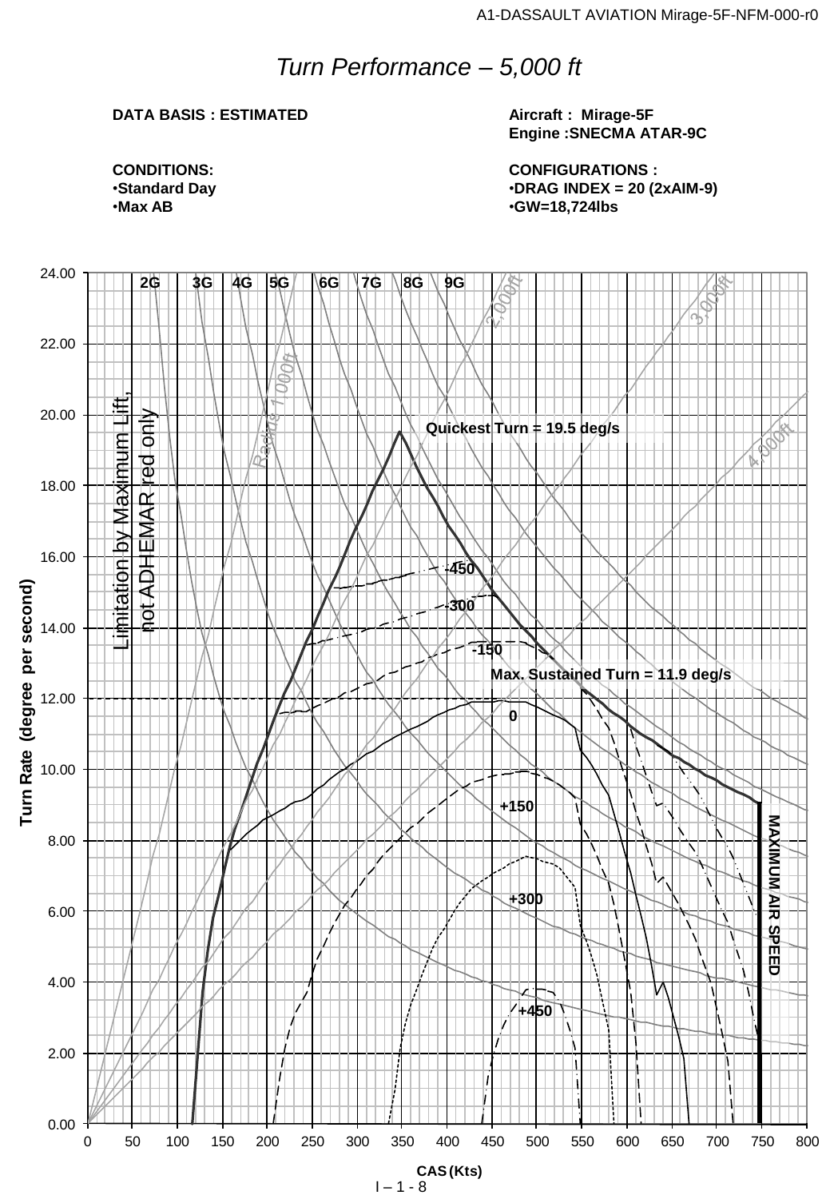# *Turn Performance – 5,000 ft*

**DATA BASIS : ESTIMATED**

**Aircraft : Mirage-5F**
**Engine :SNECMA ATAR-9C**

**CONDITIONS:**
- **Standard Day**
- **Max AB**

**CONFIGURATIONS :**
- **DRAG INDEX = 20 (2xAIM-9)**
- **GW=18,724lbs**

Chart labels:

- Y-axis: Turn Rate (degree per second), 0.00 to 24.00
- X-axis: CAS (Kts), 0 to 800
- Load factor lines: 2G, 3G, 4G, 5G, 6G, 7G, 8G, 9G
- Radius lines: Radius 1,000ft, 2,000ft, 3,000ft, 4,000ft
- Limitation by Maximum Lift, not ADHEMAR red only
- Quickest Turn = 19.5 deg/s
- Max. Sustained Turn = 11.9 deg/s
- Specific excess power curves: -450, -300, -150, 0, +150, +300, +450
- MAXIMUM AIR SPEED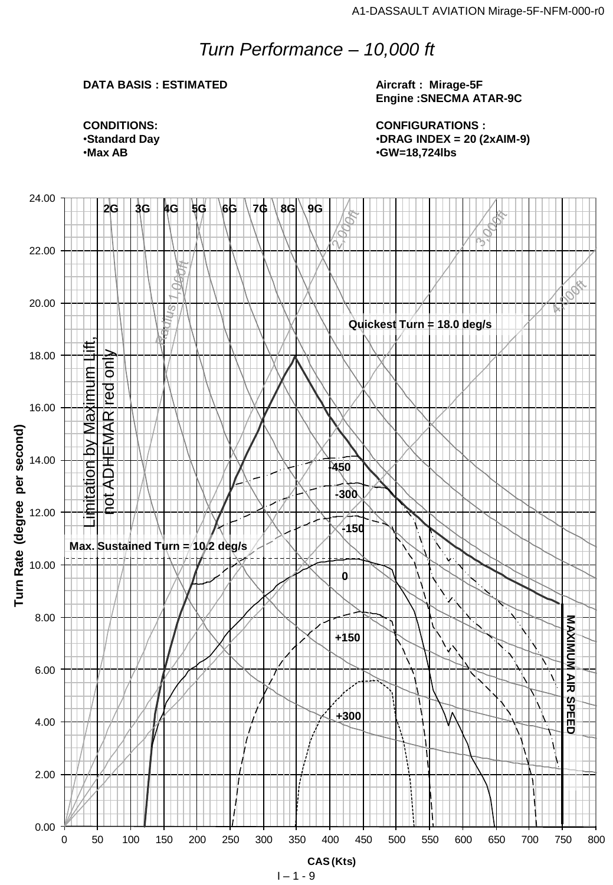# *Turn Performance – 10,000 ft*

**DATA BASIS : ESTIMATED**

**Aircraft : Mirage-5F**
**Engine :SNECMA ATAR-9C**

**CONDITIONS:**
- **Standard Day**
- **Max AB**

**CONFIGURATIONS :**
- **DRAG INDEX = 20 (2xAIM-9)**
- **GW=18,724lbs**

Turn Rate (degree per second) vs. CAS (Kts)

G lines: 2G, 3G, 4G, 5G, 6G, 7G, 8G, 9G

Radius lines: Radius 1,000ft, 2,000ft, 3,000ft, 4,000ft

Specific excess power curves: -450, -300, -150, 0, +150, +300

**Quickest Turn = 18.0 deg/s**

**Max. Sustained Turn = 10.2 deg/s**

Limitation by Maximum Lift, not ADHEMAR red only

**MAXIMUM AIR SPEED**

Turn Rate axis: 0.00, 2.00, 4.00, 6.00, 8.00, 10.00, 12.00, 14.00, 16.00, 18.00, 20.00, 22.00, 24.00

CAS axis: 0, 50, 100, 150, 200, 250, 300, 350, 400, 450, 500, 550, 600, 650, 700, 750, 800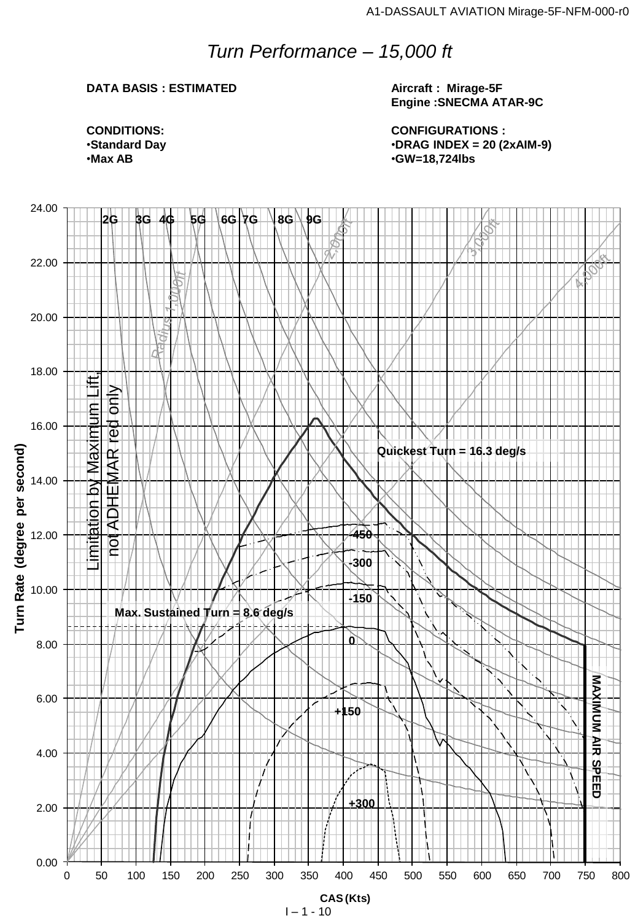# Turn Performance – 15,000 ft

**DATA BASIS : ESTIMATED**

**Aircraft : Mirage-5F**
**Engine :SNECMA ATAR-9C**

**CONDITIONS:**
- **Standard Day**
- **Max AB**

**CONFIGURATIONS :**
- **DRAG INDEX = 20 (2xAIM-9)**
- **GW=18,724lbs**

Turn Rate (degree per second)

2G 3G 4G 5G 6G 7G 8G 9G

Radius 1,000ft 2,000ft 3,000ft 4,000ft

Limitation by Maximum Lift, not ADHEMAR red only

Quickest Turn = 16.3 deg/s

Max. Sustained Turn = 8.6 deg/s

-450 -300 -150 0 +150 +300

MAXIMUM AIR SPEED

CAS (Kts)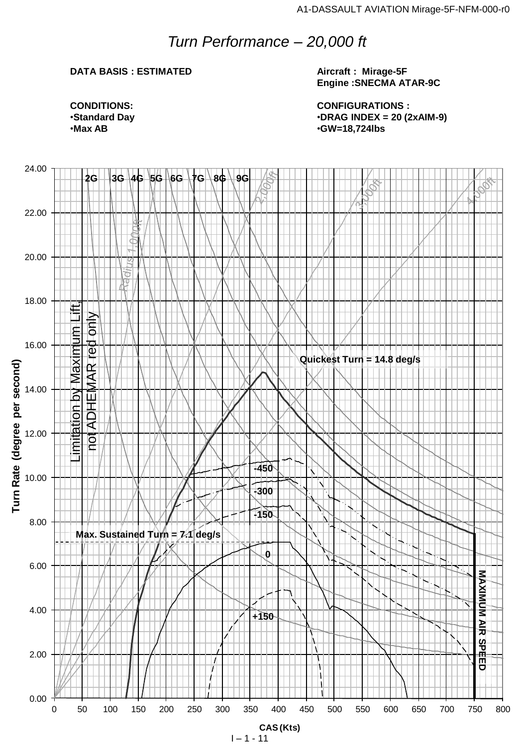# Turn Performance – 20,000 ft

**DATA BASIS : ESTIMATED**

**Aircraft : Mirage-5F**
**Engine :SNECMA ATAR-9C**

**CONDITIONS:**
- **Standard Day**
- **Max AB**

**CONFIGURATIONS :**
- **DRAG INDEX = 20 (2xAIM-9)**
- **GW=18,724lbs**

Turn Rate (degree per second) vs. CAS (Kts)

2G 3G 4G 5G 6G 7G 8G 9G

Radius 1,000ft, 2,000ft, 3,000ft, 4,000ft

Limitation by Maximum Lift, not ADHEMAR red only

Quickest Turn = 14.8 deg/s

Max. Sustained Turn = 7.1 deg/s

-450, -300, -150, 0, +150

MAXIMUM AIR SPEED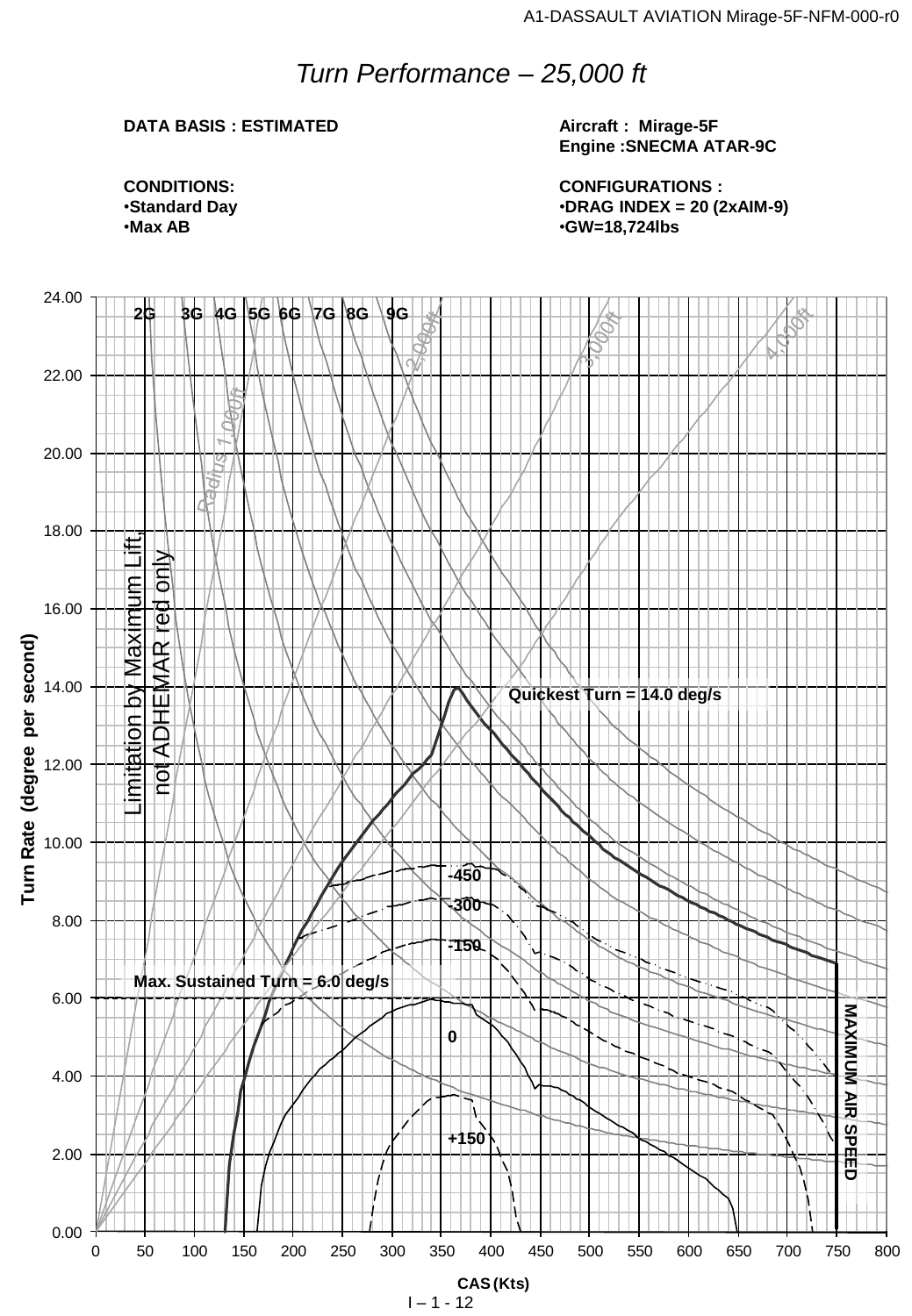# *Turn Performance – 25,000 ft*

**DATA BASIS : ESTIMATED**

**CONDITIONS:**
- **Standard Day**
- **Max AB**

**Aircraft : Mirage-5F**
**Engine :SNECMA ATAR-9C**

**CONFIGURATIONS :**
- **DRAG INDEX = 20 (2xAIM-9)**
- **GW=18,724lbs**

2G 3G 4G 5G 6G 7G 8G 9G

Radius 1,000ft 2,000ft 3,000ft 4,000ft

Limitation by Maximum Lift, not ADHEMAR red only

Quickest Turn = 14.0 deg/s

Max. Sustained Turn = 6.0 deg/s

-450 -300 -150 0 +150

MAXIMUM AIR SPEED

Turn Rate (degree per second)

CAS (Kts)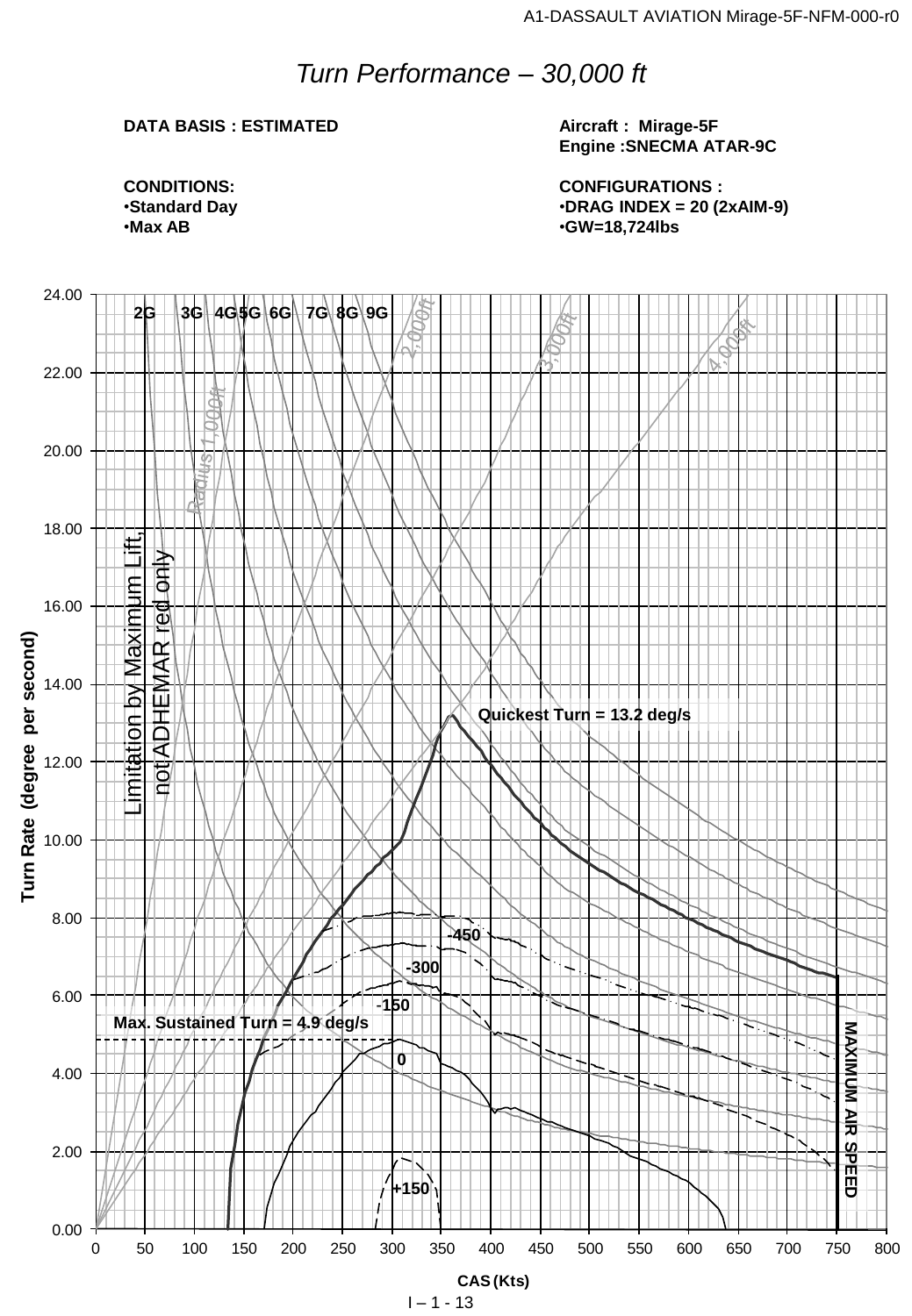# *Turn Performance – 30,000 ft*

**DATA BASIS : ESTIMATED**

**Aircraft : Mirage-5F**
**Engine :SNECMA ATAR-9C**

**CONDITIONS:**
- **Standard Day**
- **Max AB**

**CONFIGURATIONS :**
- **DRAG INDEX = 20 (2xAIM-9)**
- **GW=18,724lbs**

2G 3G 4G 5G 6G 7G 8G 9G

Radius 1,000ft 2,000ft 3,000ft 4,000ft

Limitation by Maximum Lift, not ADHEMAR red only

Quickest Turn = 13.2 deg/s

Max. Sustained Turn = 4.9 deg/s

-450 -300 -150 0 +150

MAXIMUM AIR SPEED

Turn Rate (degree per second)

CAS (Kts)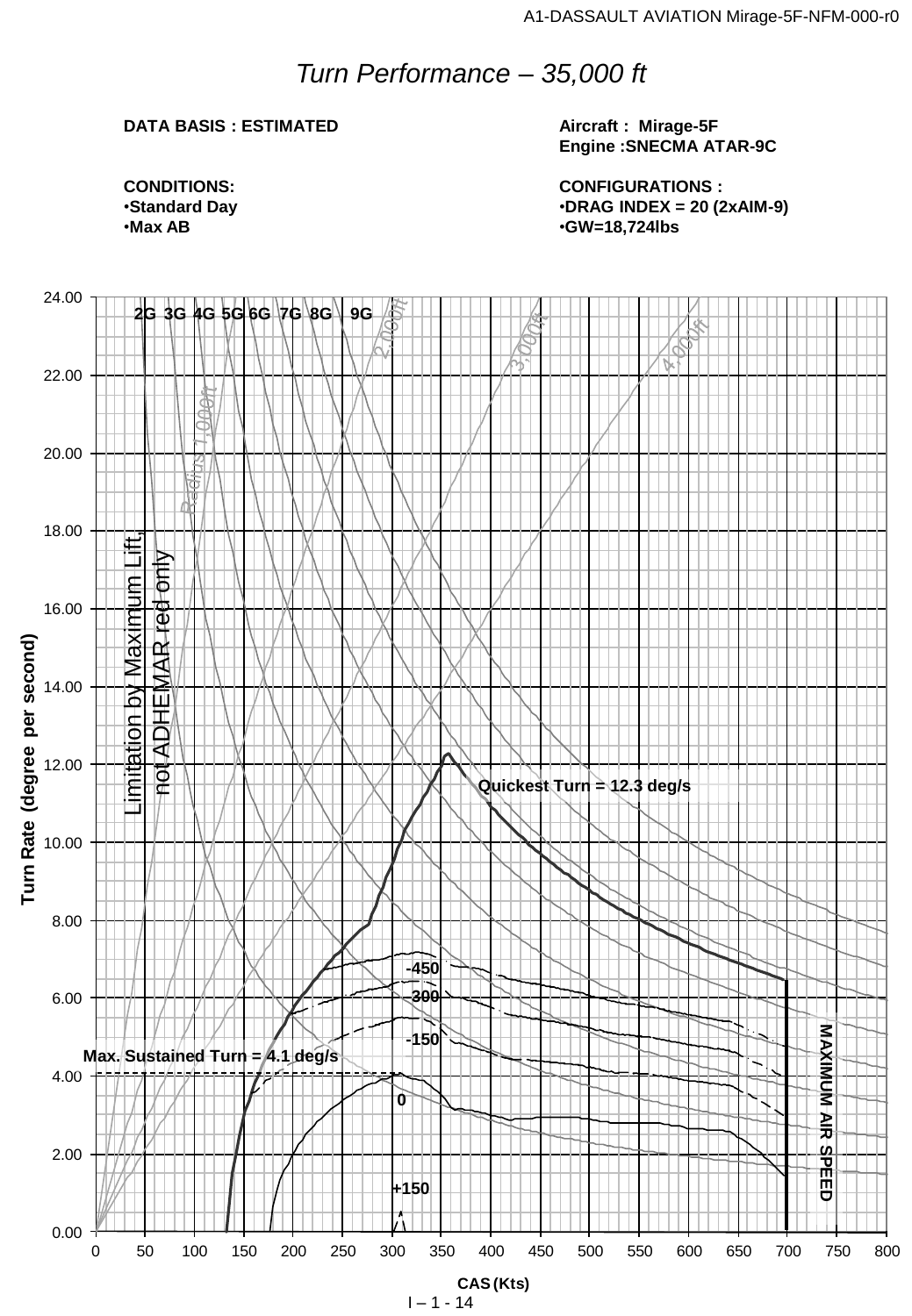# *Turn Performance – 35,000 ft*

**DATA BASIS : ESTIMATED**

**Aircraft : Mirage-5F**
**Engine :SNECMA ATAR-9C**

**CONDITIONS:**
- **Standard Day**
- **Max AB**

**CONFIGURATIONS :**
- **DRAG INDEX = 20 (2xAIM-9)**
- **GW=18,724lbs**

Chart: Turn Rate (degree per second) vs CAS (Kts), 0–800 Kts, 0.00–24.00 deg/s.

- Load factor lines: 2G, 3G, 4G, 5G, 6G, 7G, 8G, 9G
- Radius lines: Radius 1,000ft, 2,000ft, 3,000ft, 4,000ft
- Limitation by Maximum Lift, not ADHEMAR red only
- Quickest Turn = 12.3 deg/s
- Max. Sustained Turn = 4.1 deg/s
- Specific excess power curves: -450, -300, -150, 0, +150
- MAXIMUM AIR SPEED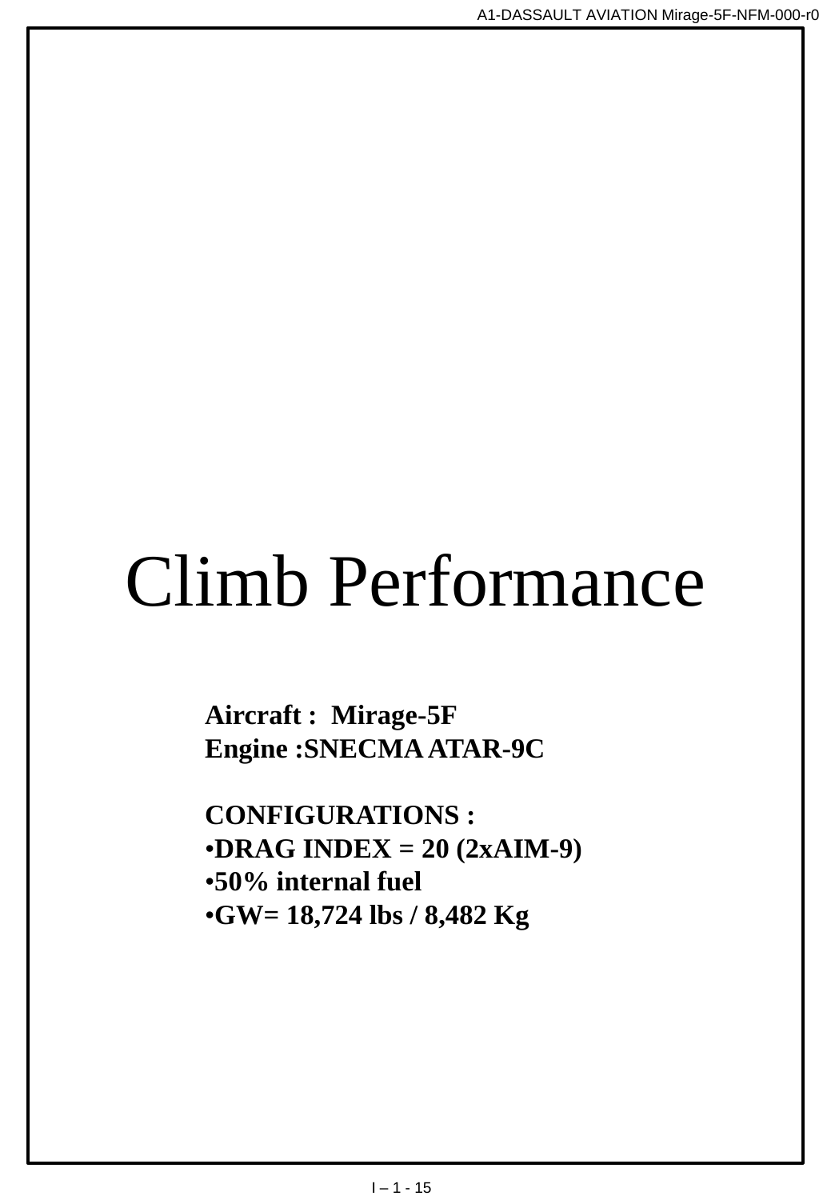# Climb Performance

**Aircraft : Mirage-5F**
**Engine :SNECMA ATAR-9C**

**CONFIGURATIONS :**

- **DRAG INDEX = 20 (2xAIM-9)**
- **50% internal fuel**
- **GW= 18,724 lbs / 8,482 Kg**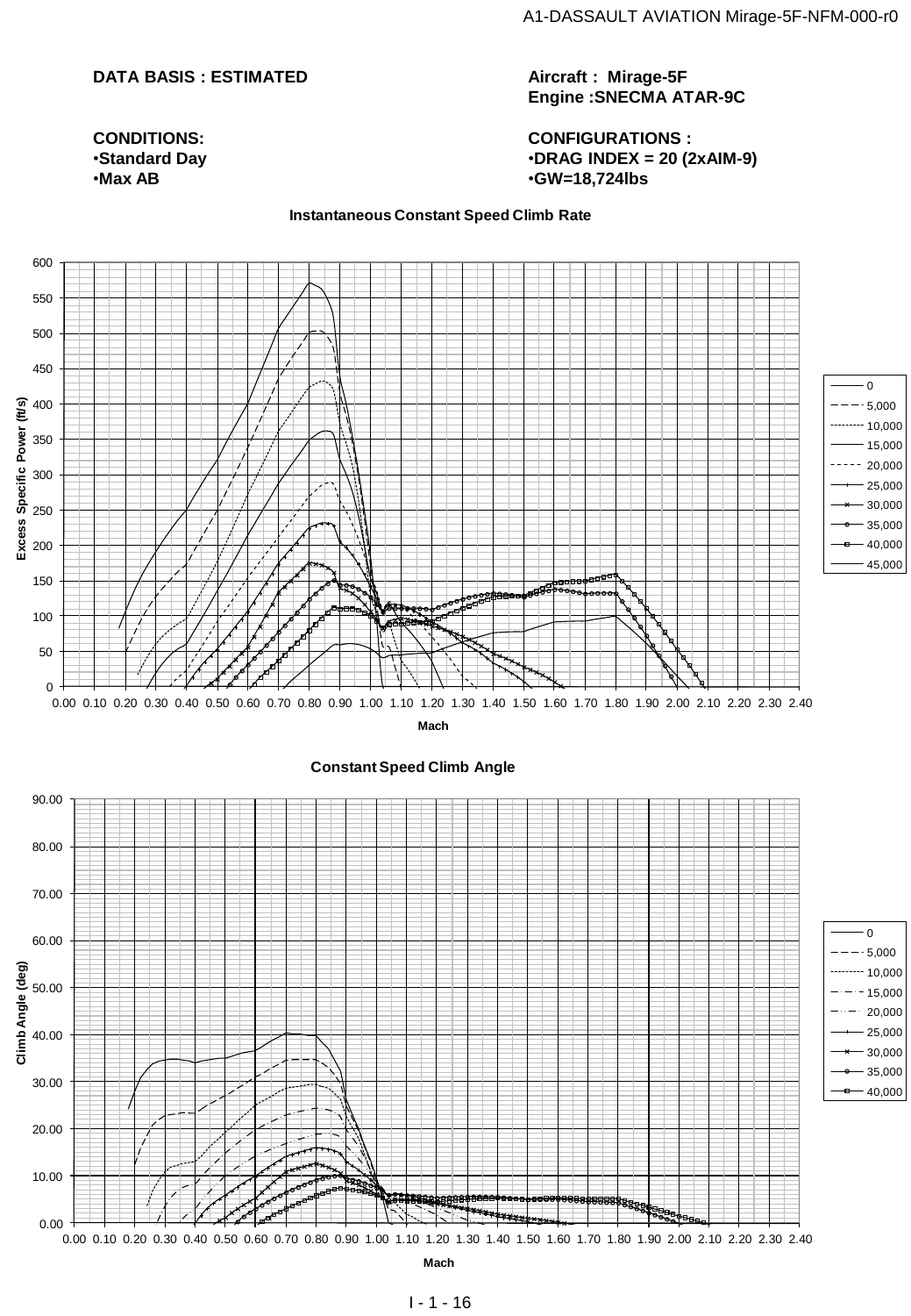**DATA BASIS : ESTIMATED**

**Aircraft : Mirage-5F**
**Engine :SNECMA ATAR-9C**

**CONDITIONS:**
- **Standard Day**
- **Max AB**

**CONFIGURATIONS :**
- **DRAG INDEX = 20 (2xAIM-9)**
- **GW=18,724lbs**

**Instantaneous Constant Speed Climb Rate**

Excess Specific Power (ft/s) vs. Mach — Legend: 0, 5,000, 10,000, 15,000, 20,000, 25,000, 30,000, 35,000, 40,000, 45,000

**Constant Speed Climb Angle**

Climb Angle (deg) vs. Mach — Legend: 0, 5,000, 10,000, 15,000, 20,000, 25,000, 30,000, 35,000, 40,000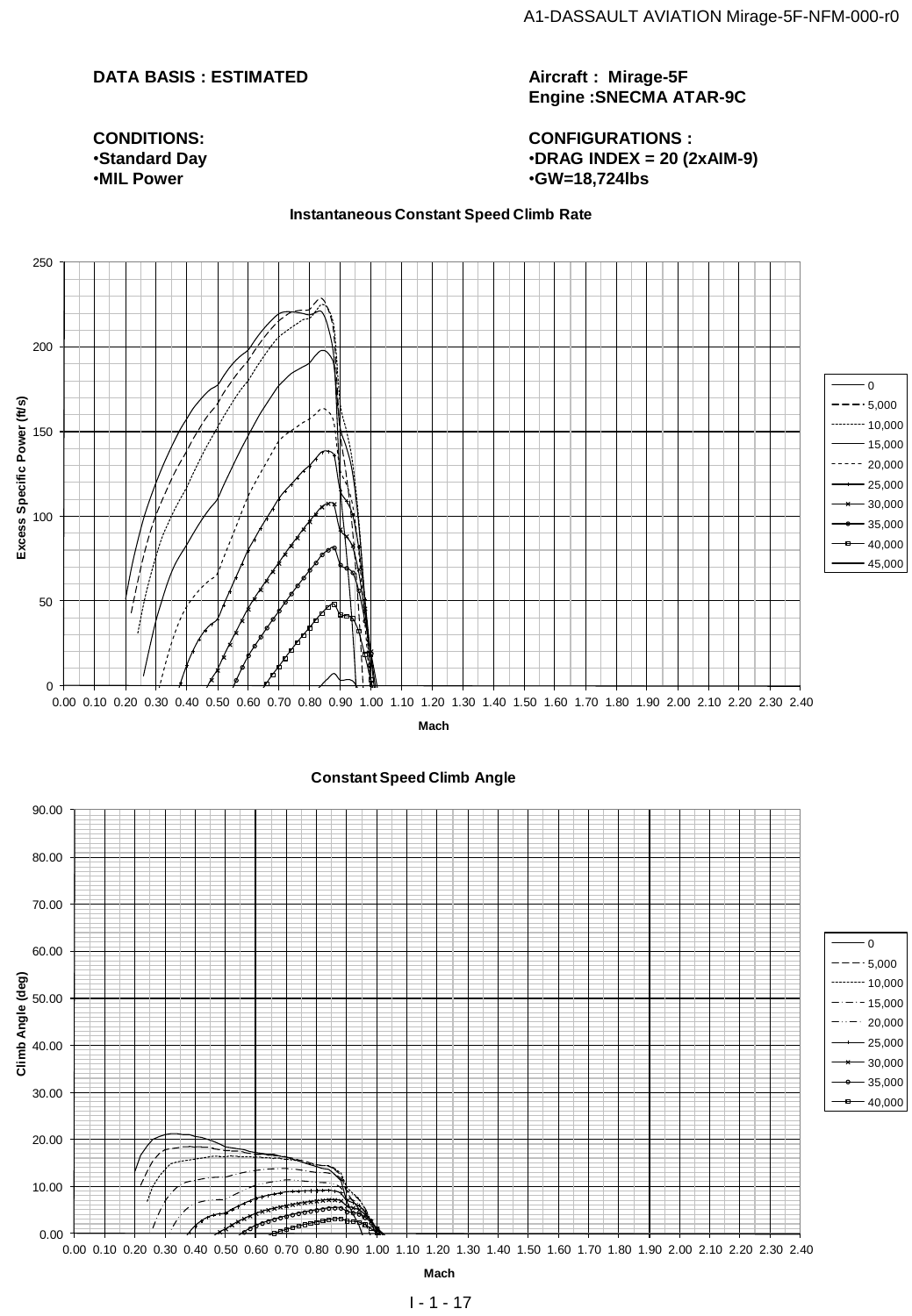**DATA BASIS : ESTIMATED**

**Aircraft : Mirage-5F**
**Engine :SNECMA ATAR-9C**

**CONDITIONS:**
- **Standard Day**
- **MIL Power**

**CONFIGURATIONS :**
- **DRAG INDEX = 20 (2xAIM-9)**
- **GW=18,724lbs**

**Instantaneous Constant Speed Climb Rate**

Excess Specific Power (ft/s) vs. Mach

Legend: 0, 5,000, 10,000, 15,000, 20,000, 25,000, 30,000, 35,000, 40,000, 45,000

**Constant Speed Climb Angle**

Climb Angle (deg) vs. Mach

Legend: 0, 5,000, 10,000, 15,000, 20,000, 25,000, 30,000, 35,000, 40,000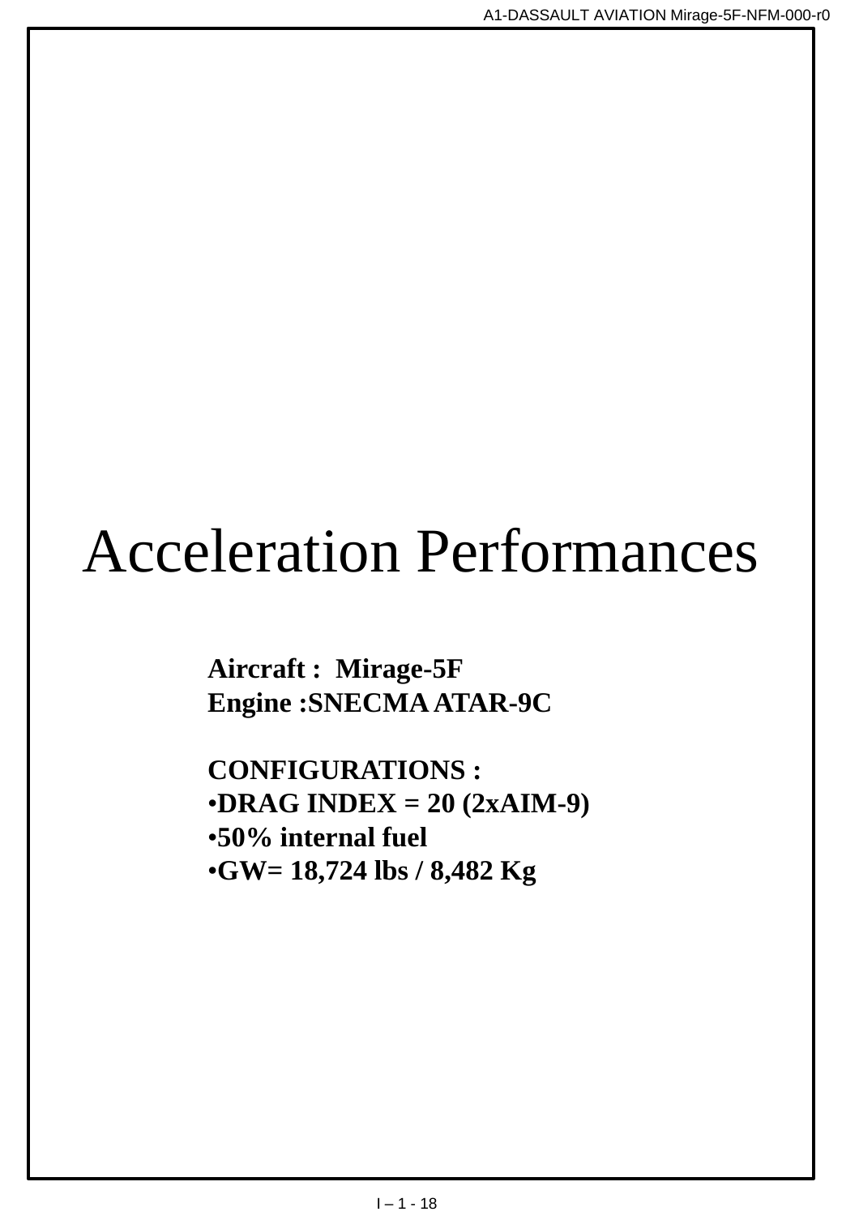# Acceleration Performances

**Aircraft : Mirage-5F**
**Engine :SNECMA ATAR-9C**

**CONFIGURATIONS :**

- **DRAG INDEX = 20 (2xAIM-9)**
- **50% internal fuel**
- **GW= 18,724 lbs / 8,482 Kg**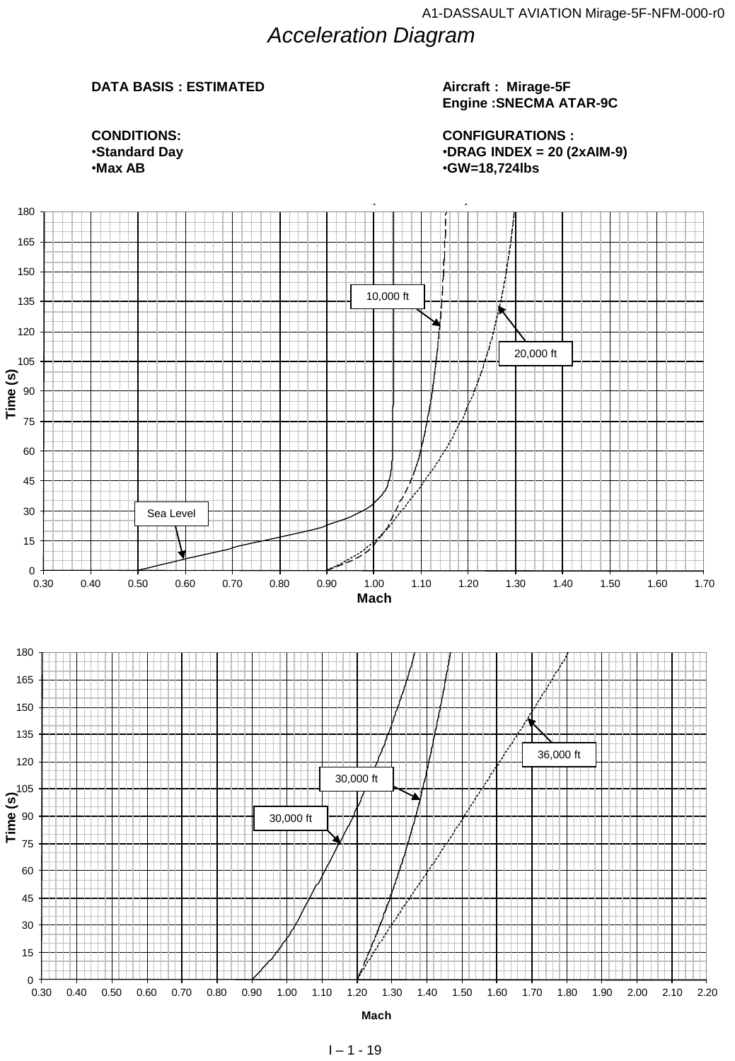# Acceleration Diagram

**DATA BASIS : ESTIMATED**

**Aircraft : Mirage-5F**
**Engine :SNECMA ATAR-9C**

**CONDITIONS:**
- **Standard Day**
- **Max AB**

**CONFIGURATIONS :**
- **DRAG INDEX = 20 (2xAIM-9)**
- **GW=18,724lbs**

Time (s)
180
165
150
135
120
105
90
75
60
45
30
15
0

0.30 0.40 0.50 0.60 0.70 0.80 0.90 1.00 1.10 1.20 1.30 1.40 1.50 1.60 1.70

Mach

10,000 ft
20,000 ft
Sea Level

Time (s)
180
165
150
135
120
105
90
75
60
45
30
15
0

0.30 0.40 0.50 0.60 0.70 0.80 0.90 1.00 1.10 1.20 1.30 1.40 1.50 1.60 1.70 1.80 1.90 2.00 2.10 2.20

Mach

36,000 ft
30,000 ft
30,000 ft